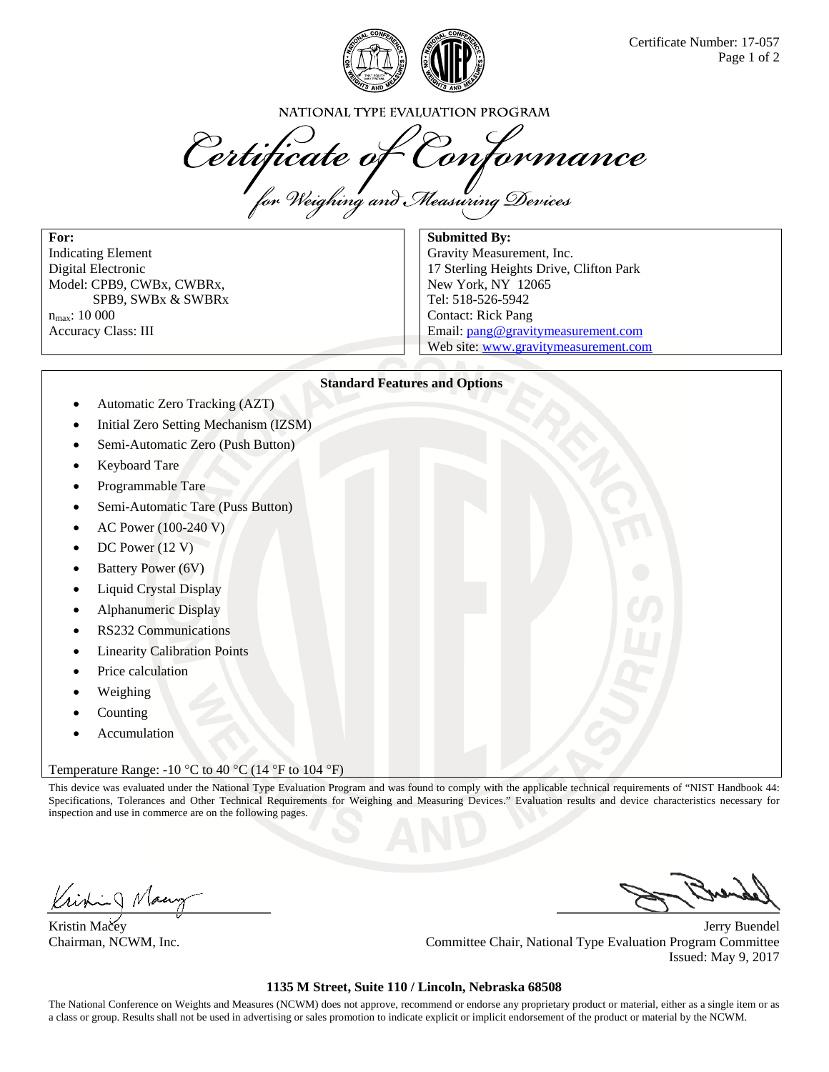Certificate Number: 17-057

NATIONAL TYPE EVALUATION PROGRAM

# Certificate of Conformance

## for Weighing and Measuring Devices

**For:**
Indicating Element
Digital Electronic
Model: CPB9, CWBx, CWBRx,
SPB9, SWBx & SWBRx
$n_{max}$: 10 000
Accuracy Class: III

**Submitted By:**
Gravity Measurement, Inc.
17 Sterling Heights Drive, Clifton Park
New York, NY 12065
Tel: 518-526-5942
Contact: Rick Pang
Email: pang@gravitymeasurement.com
Web site: www.gravitymeasurement.com

**Standard Features and Options**

- Automatic Zero Tracking (AZT)
- Initial Zero Setting Mechanism (IZSM)
- Semi-Automatic Zero (Push Button)
- Keyboard Tare
- Programmable Tare
- Semi-Automatic Tare (Puss Button)
- AC Power (100-240 V)
- DC Power (12 V)
- Battery Power (6V)
- Liquid Crystal Display
- Alphanumeric Display
- RS232 Communications
- Linearity Calibration Points
- Price calculation
- Weighing
- Counting
- Accumulation

Temperature Range: -10 °C to 40 °C (14 °F to 104 °F)

This device was evaluated under the National Type Evaluation Program and was found to comply with the applicable technical requirements of "NIST Handbook 44: Specifications, Tolerances and Other Technical Requirements for Weighing and Measuring Devices." Evaluation results and device characteristics necessary for inspection and use in commerce are on the following pages.

Kristin Macey
Chairman, NCWM, Inc.

Jerry Buendel
Committee Chair, National Type Evaluation Program Committee
Issued: May 9, 2017

**1135 M Street, Suite 110 / Lincoln, Nebraska 68508**

The National Conference on Weights and Measures (NCWM) does not approve, recommend or endorse any proprietary product or material, either as a single item or as a class or group. Results shall not be used in advertising or sales promotion to indicate explicit or implicit endorsement of the product or material by the NCWM.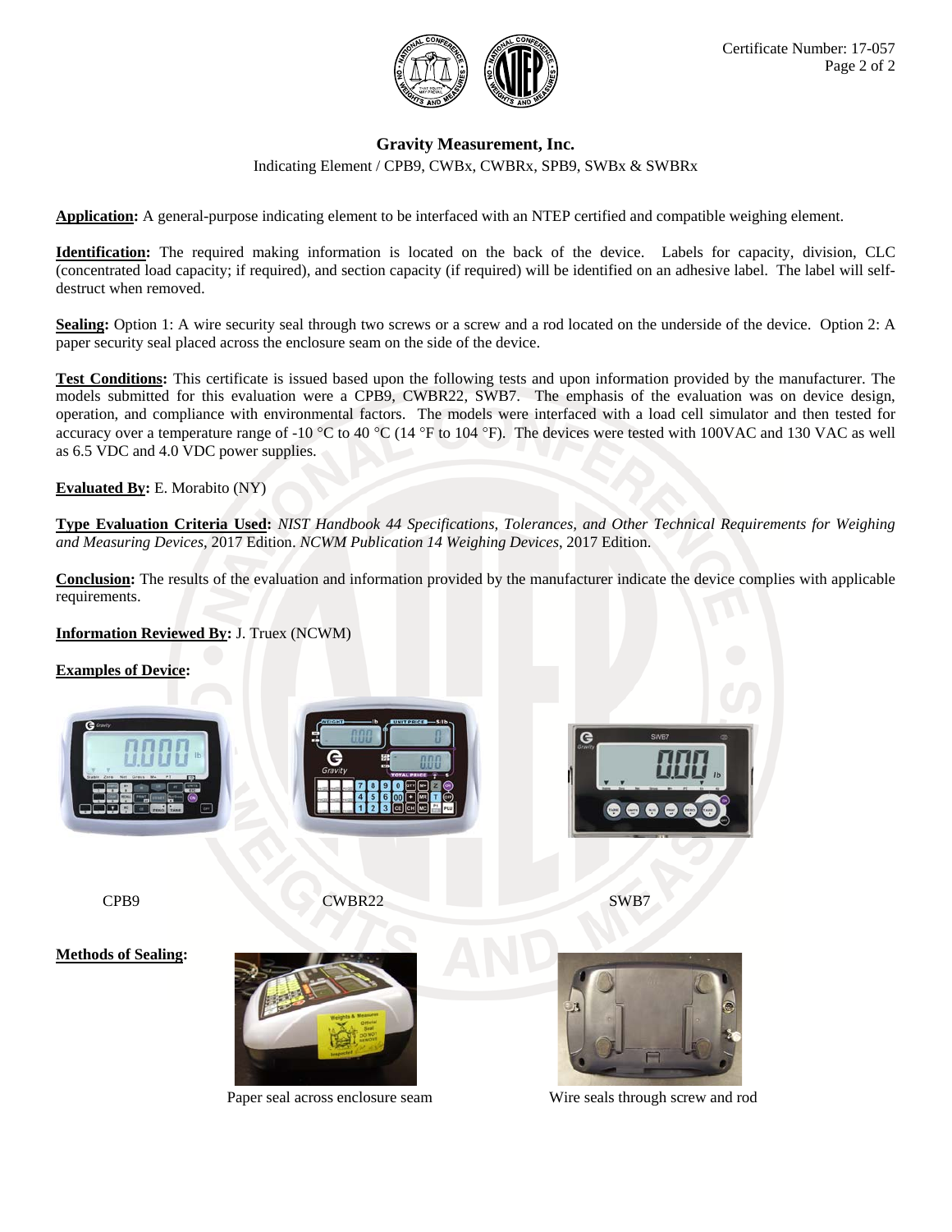Certificate Number: 17-057

**Gravity Measurement, Inc.**

Indicating Element / CPB9, CWBx, CWBRx, SPB9, SWBx & SWBRx

**Application:** A general-purpose indicating element to be interfaced with an NTEP certified and compatible weighing element.

**Identification:** The required making information is located on the back of the device. Labels for capacity, division, CLC (concentrated load capacity; if required), and section capacity (if required) will be identified on an adhesive label. The label will self-destruct when removed.

**Sealing:** Option 1: A wire security seal through two screws or a screw and a rod located on the underside of the device. Option 2: A paper security seal placed across the enclosure seam on the side of the device.

**Test Conditions:** This certificate is issued based upon the following tests and upon information provided by the manufacturer. The models submitted for this evaluation were a CPB9, CWBR22, SWB7. The emphasis of the evaluation was on device design, operation, and compliance with environmental factors. The models were interfaced with a load cell simulator and then tested for accuracy over a temperature range of -10 °C to 40 °C (14 °F to 104 °F). The devices were tested with 100VAC and 130 VAC as well as 6.5 VDC and 4.0 VDC power supplies.

**Evaluated By:** E. Morabito (NY)

**Type Evaluation Criteria Used:** *NIST Handbook 44 Specifications, Tolerances, and Other Technical Requirements for Weighing and Measuring Devices*, 2017 Edition. *NCWM Publication 14 Weighing Devices*, 2017 Edition.

**Conclusion:** The results of the evaluation and information provided by the manufacturer indicate the device complies with applicable requirements.

**Information Reviewed By:** J. Truex (NCWM)

**Examples of Device:**

CPB9

CWBR22

SWB7

**Methods of Sealing:**

Paper seal across enclosure seam

Wire seals through screw and rod